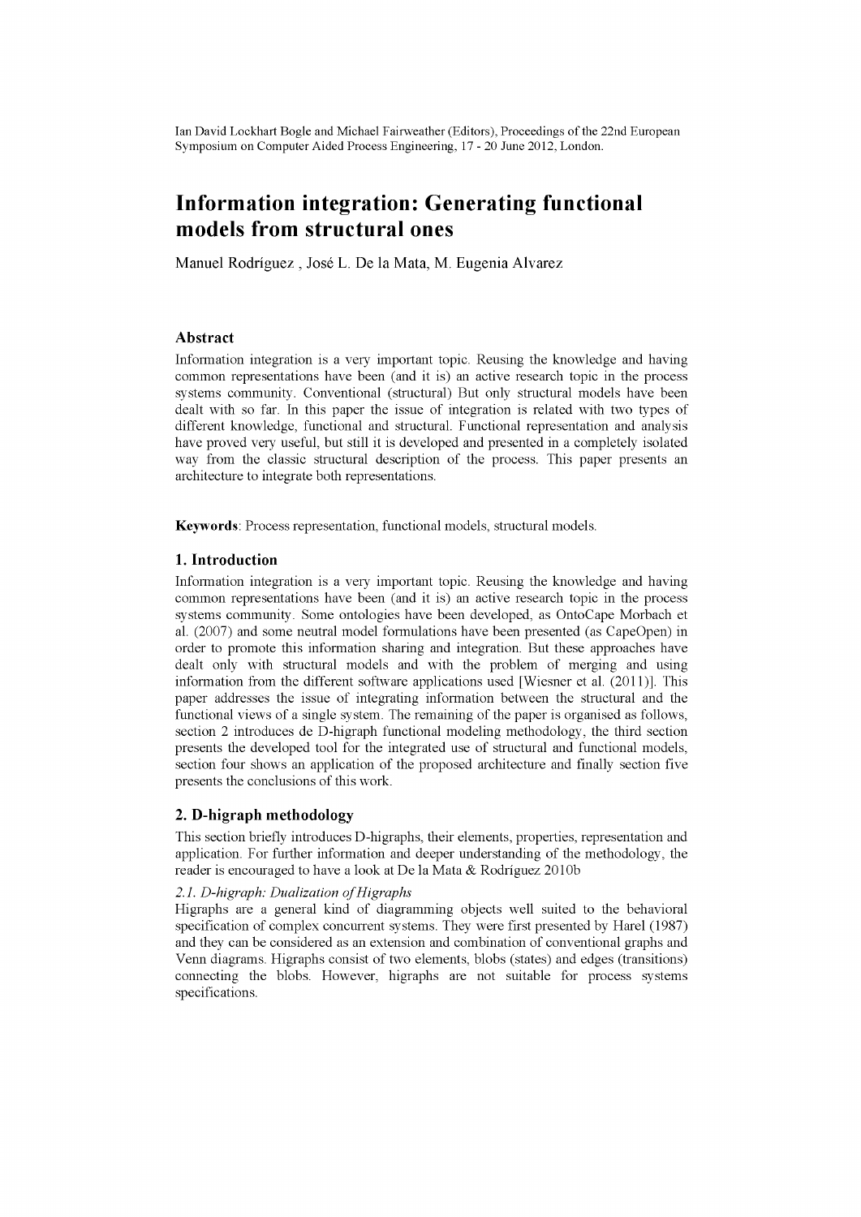Ian David Lockhart Bogle and Michael Fairweather (Editors), Proceedings of the 22nd European Symposium on Computer Aided Process Engineering, 17 - 20 June 2012, London.

# Information integration: Generating functional models from structural ones

Manuel Rodríguez , José L. De la Mata, M. Eugenia Alvarez

## Abstract

Information integration is a very important topic. Reusing the knowledge and having common representations have been (and it is) an active research topic in the process systems community. Conventional (structural) But only structural models have been dealt with so far. In this paper the issue of integration is related with two types of different knowledge, functional and structural. Functional representation and analysis have proved very useful, but still it is developed and presented in a completely isolated way from the classic structural description of the process. This paper presents an architecture to integrate both representations.

**Keywords**: Process representation, functional models, structural models.

## 1. Introduction

Information integration is a very important topic. Reusing the knowledge and having common representations have been (and it is) an active research topic in the process systems community. Some ontologies have been developed, as OntoCape Morbach et al. (2007) and some neutral model formulations have been presented (as CapeOpen) in order to promote this information sharing and integration. But these approaches have dealt only with structural models and with the problem of merging and using information from the different software applications used [Wiesner et al. (2011)]. This paper addresses the issue of integrating information between the structural and the functional views of a single system. The remaining of the paper is organised as follows, section 2 introduces de D-higraph functional modeling methodology, the third section presents the developed tool for the integrated use of structural and functional models, section four shows an application of the proposed architecture and finally section five presents the conclusions of this work.

## 2. D-higraph methodology

This section briefly introduces D-higraphs, their elements, properties, representation and application. For further information and deeper understanding of the methodology, the reader is encouraged to have a look at De la Mata & Rodríguez 2010b

### *2.1. D-higraph: Dualization of Higraphs*

Higraphs are a general kind of diagramming objects well suited to the behavioral specification of complex concurrent systems. They were first presented by Harel (1987) and they can be considered as an extension and combination of conventional graphs and Venn diagrams. Higraphs consist of two elements, blobs (states) and edges (transitions) connecting the blobs. However, higraphs are not suitable for process systems specifications.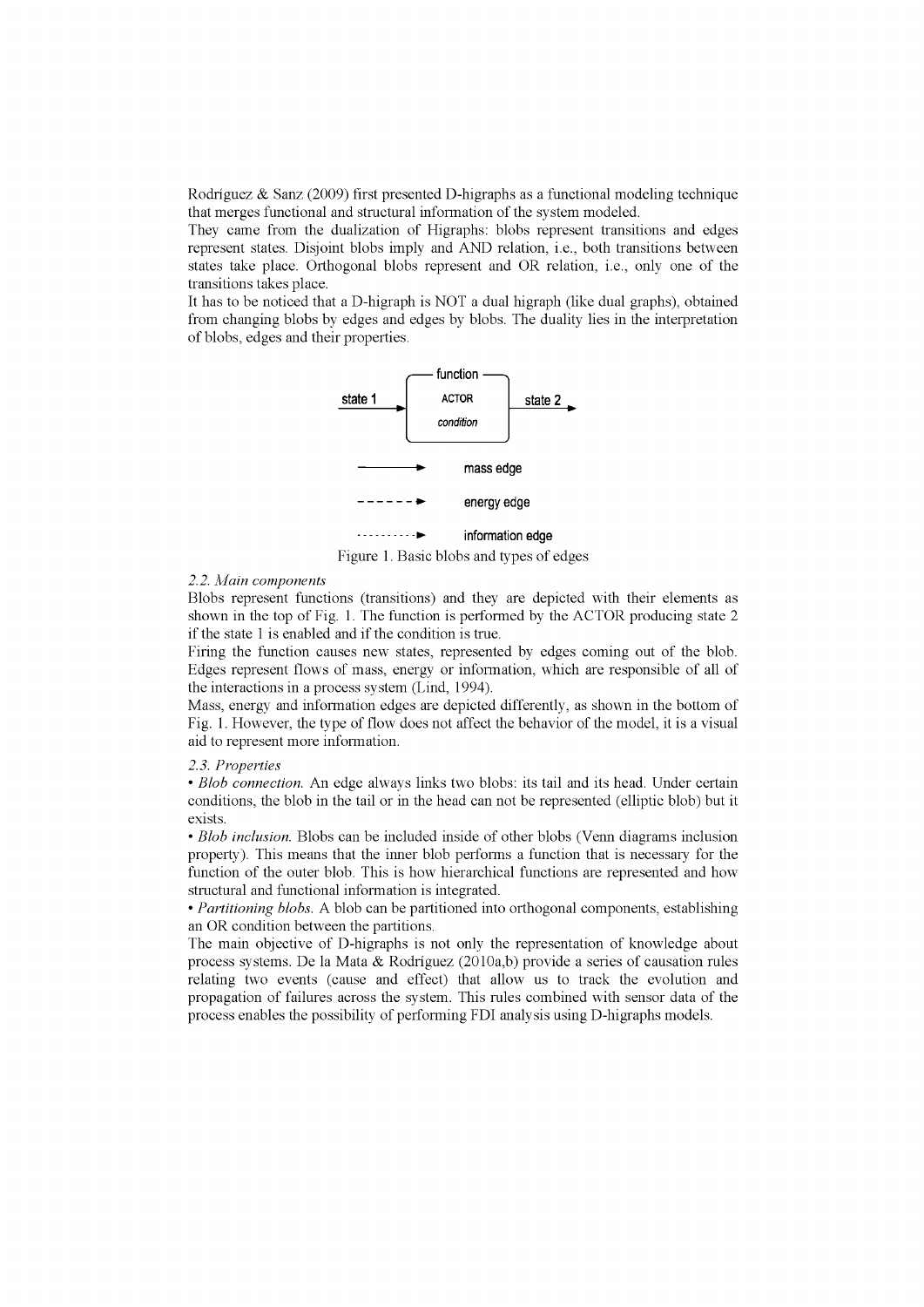Rodríguez & Sanz (2009) first presented D-higraphs as a functional modeling technique that merges functional and structural information of the system modeled.

They came from the dualization of Higraphs: blobs represent transitions and edges represent states. Disjoint blobs imply and AND relation, i.e., both transitions between states take place. Orthogonal blobs represent and OR relation, i.e., only one of the transitions takes place.

It has to be noticed that a D-higraph is NOT a dual higraph (like dual graphs), obtained from changing blobs by edges and edges by blobs. The duality lies in the interpretation of blobs, edges and their properties.

Figure 1. Basic blobs and types of edges

*2.2. Main components*

Blobs represent functions (transitions) and they are depicted with their elements as shown in the top of Fig. 1. The function is performed by the ACTOR producing state 2 if the state 1 is enabled and if the condition is true.

Firing the function causes new states, represented by edges coming out of the blob. Edges represent flows of mass, energy or information, which are responsible of all of the interactions in a process system (Lind, 1994).

Mass, energy and information edges are depicted differently, as shown in the bottom of Fig. 1. However, the type of flow does not affect the behavior of the model, it is a visual aid to represent more information.

*2.3. Properties*

• *Blob connection.* An edge always links two blobs: its tail and its head. Under certain conditions, the blob in the tail or in the head can not be represented (elliptic blob) but it exists.

• *Blob inclusion.* Blobs can be included inside of other blobs (Venn diagrams inclusion property). This means that the inner blob performs a function that is necessary for the function of the outer blob. This is how hierarchical functions are represented and how structural and functional information is integrated.

• *Partitioning blobs.* A blob can be partitioned into orthogonal components, establishing an OR condition between the partitions.

The main objective of D-higraphs is not only the representation of knowledge about process systems. De la Mata & Rodríguez (2010a,b) provide a series of causation rules relating two events (cause and effect) that allow us to track the evolution and propagation of failures across the system. This rules combined with sensor data of the process enables the possibility of performing FDI analysis using D-higraphs models.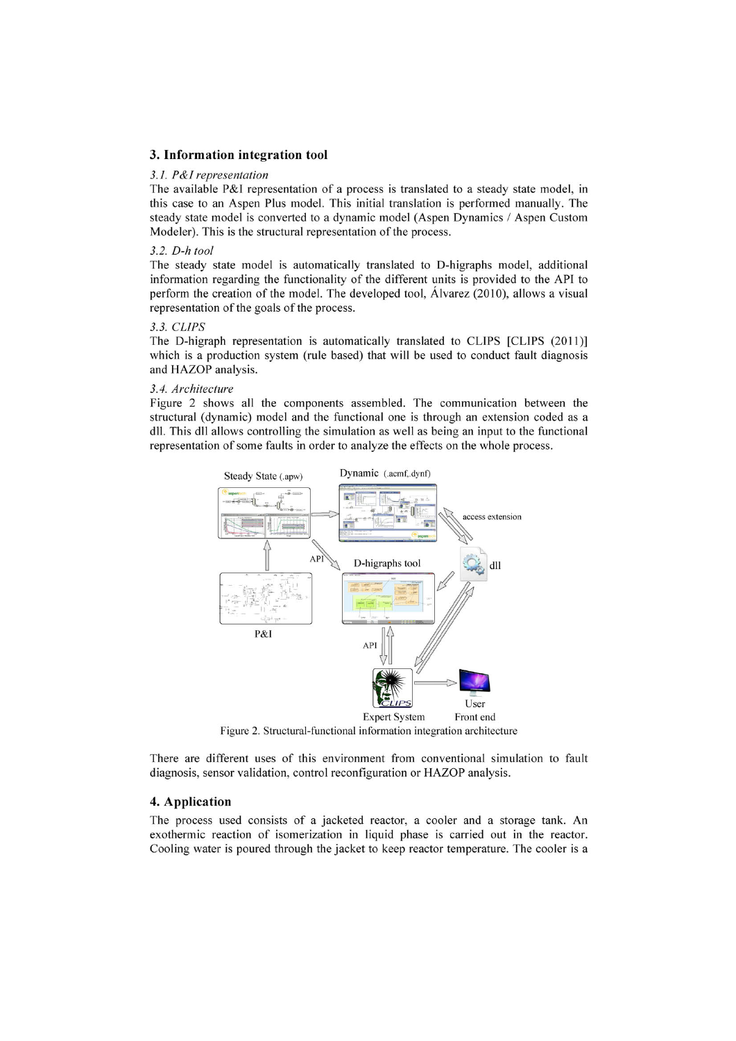## 3. Information integration tool

### *3.1. P&I representation*

The available P&I representation of a process is translated to a steady state model, in this case to an Aspen Plus model. This initial translation is performed manually. The steady state model is converted to a dynamic model (Aspen Dynamics / Aspen Custom Modeler). This is the structural representation of the process.

### *3.2. D-h tool*

The steady state model is automatically translated to D-higraphs model, additional information regarding the functionality of the different units is provided to the API to perform the creation of the model. The developed tool, Álvarez (2010), allows a visual representation of the goals of the process.

### *3.3. CLIPS*

The D-higraph representation is automatically translated to CLIPS [CLIPS (2011)] which is a production system (rule based) that will be used to conduct fault diagnosis and HAZOP analysis.

### *3.4. Architecture*

Figure 2 shows all the components assembled. The communication between the structural (dynamic) model and the functional one is through an extension coded as a dll. This dll allows controlling the simulation as well as being an input to the functional representation of some faults in order to analyze the effects on the whole process.

Figure 2. Structural-functional information integration architecture

There are different uses of this environment from conventional simulation to fault diagnosis, sensor validation, control reconfiguration or HAZOP analysis.

## 4. Application

The process used consists of a jacketed reactor, a cooler and a storage tank. An exothermic reaction of isomerization in liquid phase is carried out in the reactor. Cooling water is poured through the jacket to keep reactor temperature. The cooler is a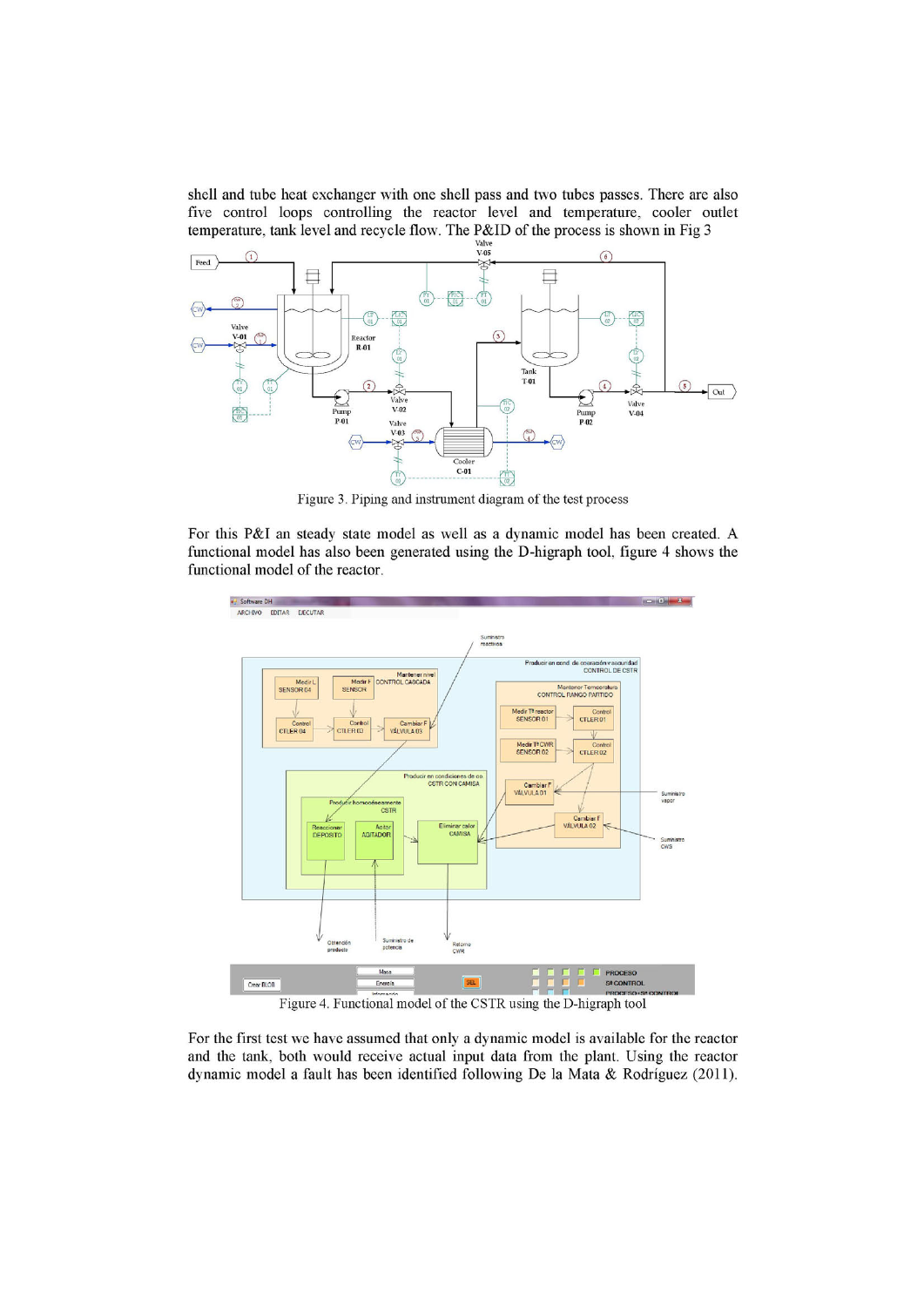shell and tube heat exchanger with one shell pass and two tubes passes. There are also five control loops controlling the reactor level and temperature, cooler outlet temperature, tank level and recycle flow. The P&ID of the process is shown in Fig 3

Figure 3. Piping and instrument diagram of the test process

For this P&I an steady state model as well as a dynamic model has been created. A functional model has also been generated using the D-higraph tool, figure 4 shows the functional model of the reactor.

Figure 4. Functional model of the CSTR using the D-higraph tool

For the first test we have assumed that only a dynamic model is available for the reactor and the tank, both would receive actual input data from the plant. Using the reactor dynamic model a fault has been identified following De la Mata & Rodríguez (2011).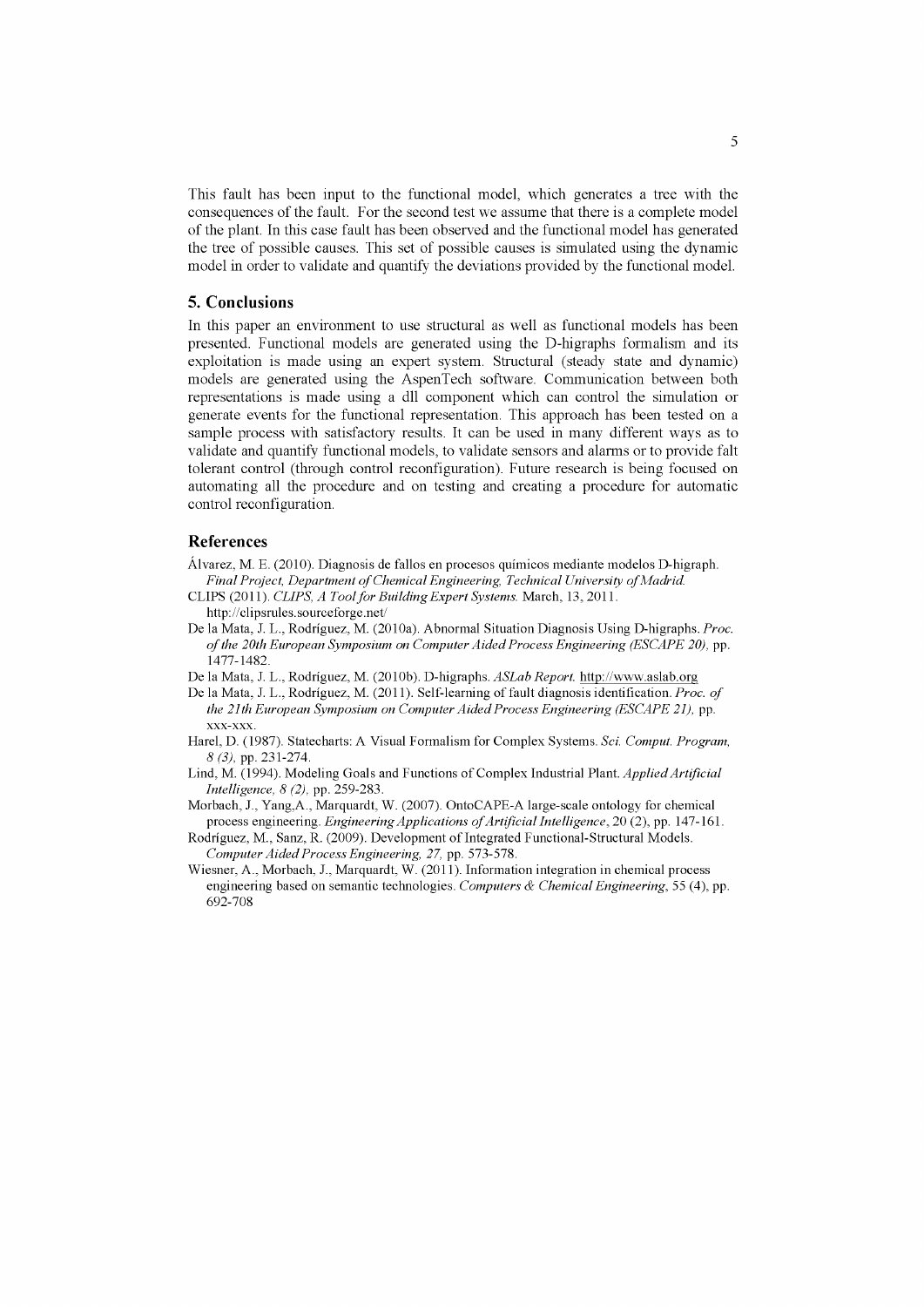This fault has been input to the functional model, which generates a tree with the consequences of the fault. For the second test we assume that there is a complete model of the plant. In this case fault has been observed and the functional model has generated the tree of possible causes. This set of possible causes is simulated using the dynamic model in order to validate and quantify the deviations provided by the functional model.

## 5. Conclusions

In this paper an environment to use structural as well as functional models has been presented. Functional models are generated using the D-higraphs formalism and its exploitation is made using an expert system. Structural (steady state and dynamic) models are generated using the AspenTech software. Communication between both representations is made using a dll component which can control the simulation or generate events for the functional representation. This approach has been tested on a sample process with satisfactory results. It can be used in many different ways as to validate and quantify functional models, to validate sensors and alarms or to provide falt tolerant control (through control reconfiguration). Future research is being focused on automating all the procedure and on testing and creating a procedure for automatic control reconfiguration.

## References

Álvarez, M. E. (2010). Diagnosis de fallos en procesos químicos mediante modelos D-higraph. *Final Project, Department of Chemical Engineering, Technical University of Madrid.*

CLIPS (2011). *CLIPS, A Tool for Building Expert Systems.* March, 13, 2011. http://clipsrules.sourceforge.net/

De la Mata, J. L., Rodríguez, M. (2010a). Abnormal Situation Diagnosis Using D-higraphs. *Proc. of the 20th European Symposium on Computer Aided Process Engineering (ESCAPE 20),* pp. 1477-1482.

De la Mata, J. L., Rodríguez, M. (2010b). D-higraphs. *ASLab Report.* http://www.aslab.org

De la Mata, J. L., Rodríguez, M. (2011). Self-learning of fault diagnosis identification. *Proc. of the 21th European Symposium on Computer Aided Process Engineering (ESCAPE 21),* pp. xxx-xxx.

Harel, D. (1987). Statecharts: A Visual Formalism for Complex Systems. *Sci. Comput. Program, 8 (3),* pp. 231-274.

Lind, M. (1994). Modeling Goals and Functions of Complex Industrial Plant. *Applied Artificial Intelligence, 8 (2),* pp. 259-283.

Morbach, J., Yang,A., Marquardt, W. (2007). OntoCAPE-A large-scale ontology for chemical process engineering. *Engineering Applications of Artificial Intelligence*, 20 (2), pp. 147-161.

Rodríguez, M., Sanz, R. (2009). Development of Integrated Functional-Structural Models. *Computer Aided Process Engineering, 27,* pp. 573-578.

Wiesner, A., Morbach, J., Marquardt, W. (2011). Information integration in chemical process engineering based on semantic technologies. *Computers & Chemical Engineering*, 55 (4), pp. 692-708